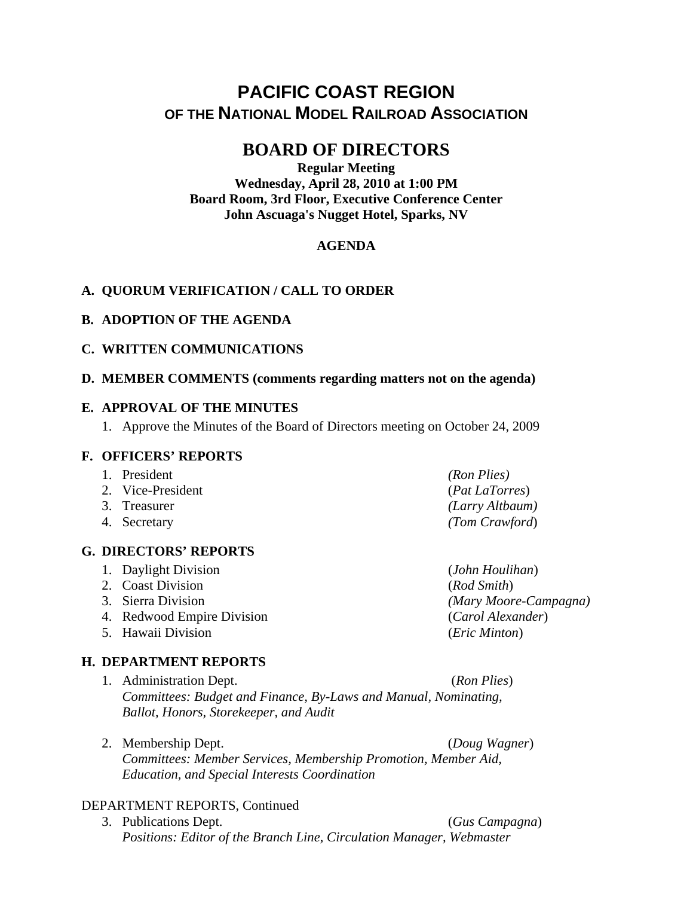# PACIFIC COAST REGION
## OF THE NATIONAL MODEL RAILROAD ASSOCIATION

## BOARD OF DIRECTORS

**Regular Meeting**
**Wednesday, April 28, 2010 at 1:00 PM**
**Board Room, 3rd Floor, Executive Conference Center**
**John Ascuaga's Nugget Hotel, Sparks, NV**

**AGENDA**

### A. QUORUM VERIFICATION / CALL TO ORDER

### B. ADOPTION OF THE AGENDA

### C. WRITTEN COMMUNICATIONS

### D. MEMBER COMMENTS (comments regarding matters not on the agenda)

### E. APPROVAL OF THE MINUTES

1. Approve the Minutes of the Board of Directors meeting on October 24, 2009

### F. OFFICERS' REPORTS

1. President *(Ron Plies)*
2. Vice-President (*Pat LaTorres*)
3. Treasurer *(Larry Altbaum)*
4. Secretary *(Tom Crawford*)

### G. DIRECTORS' REPORTS

1. Daylight Division (*John Houlihan*)
2. Coast Division (*Rod Smith*)
3. Sierra Division *(Mary Moore-Campagna)*
4. Redwood Empire Division (*Carol Alexander*)
5. Hawaii Division (*Eric Minton*)

### H. DEPARTMENT REPORTS

1. Administration Dept. (*Ron Plies*)
   *Committees: Budget and Finance, By-Laws and Manual, Nominating, Ballot, Honors, Storekeeper, and Audit*

2. Membership Dept. (*Doug Wagner*)
   *Committees: Member Services, Membership Promotion, Member Aid, Education, and Special Interests Coordination*

DEPARTMENT REPORTS, Continued

3. Publications Dept. (*Gus Campagna*)
   *Positions: Editor of the Branch Line, Circulation Manager, Webmaster*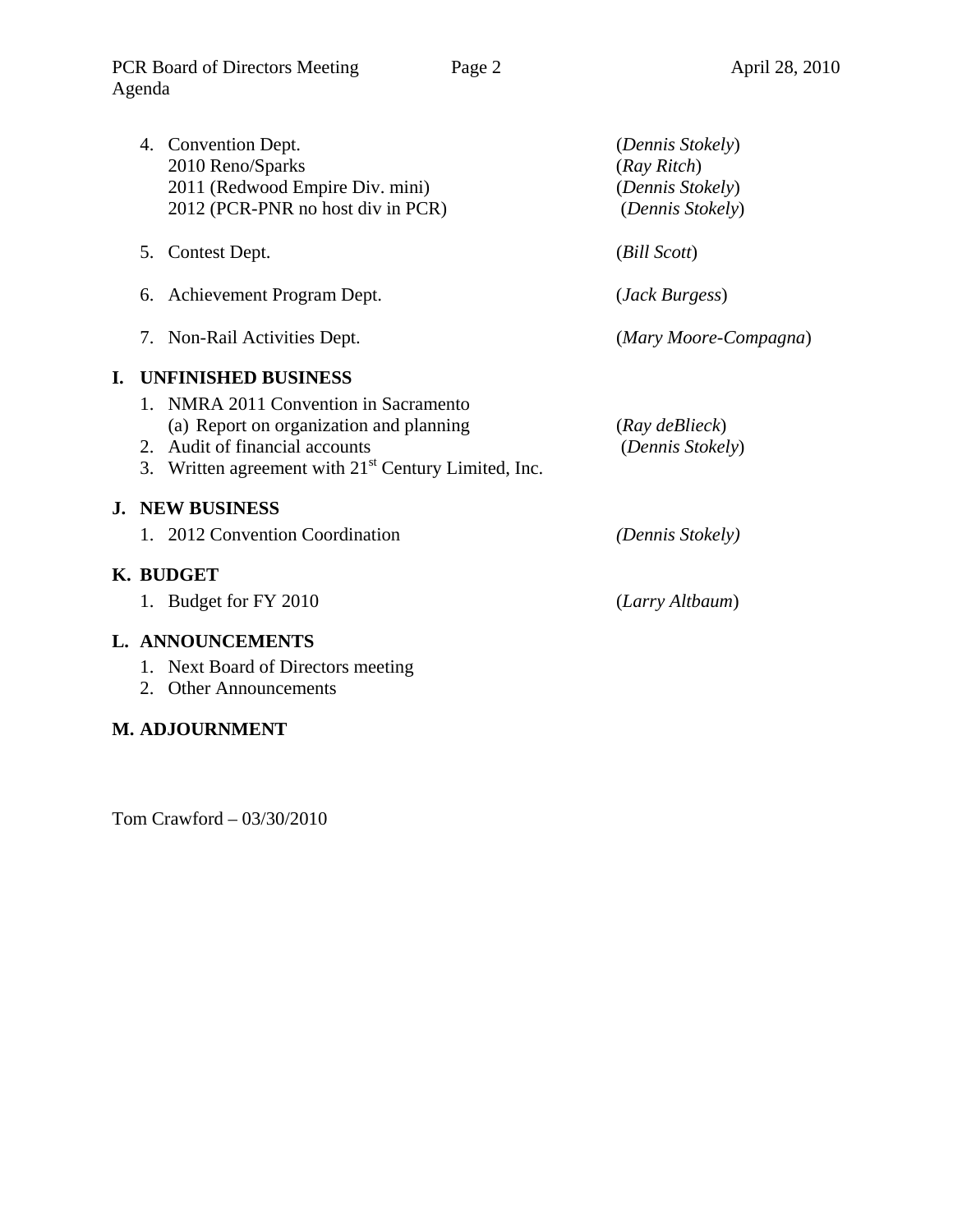4. Convention Dept. (*Dennis Stokely*)
   2010 Reno/Sparks (*Ray Ritch*)
   2011 (Redwood Empire Div. mini) (*Dennis Stokely*)
   2012 (PCR-PNR no host div in PCR) (*Dennis Stokely*)

5. Contest Dept. (*Bill Scott*)

6. Achievement Program Dept. (*Jack Burgess*)

7. Non-Rail Activities Dept. (*Mary Moore-Compagna*)

## I. UNFINISHED BUSINESS

1. NMRA 2011 Convention in Sacramento
   (a) Report on organization and planning (*Ray deBlieck*)
2. Audit of financial accounts (*Dennis Stokely*)
3. Written agreement with 21st Century Limited, Inc.

## J. NEW BUSINESS

1. 2012 Convention Coordination *(Dennis Stokely)*

## K. BUDGET

1. Budget for FY 2010 (*Larry Altbaum*)

## L. ANNOUNCEMENTS

1. Next Board of Directors meeting
2. Other Announcements

## M. ADJOURNMENT

Tom Crawford – 03/30/2010